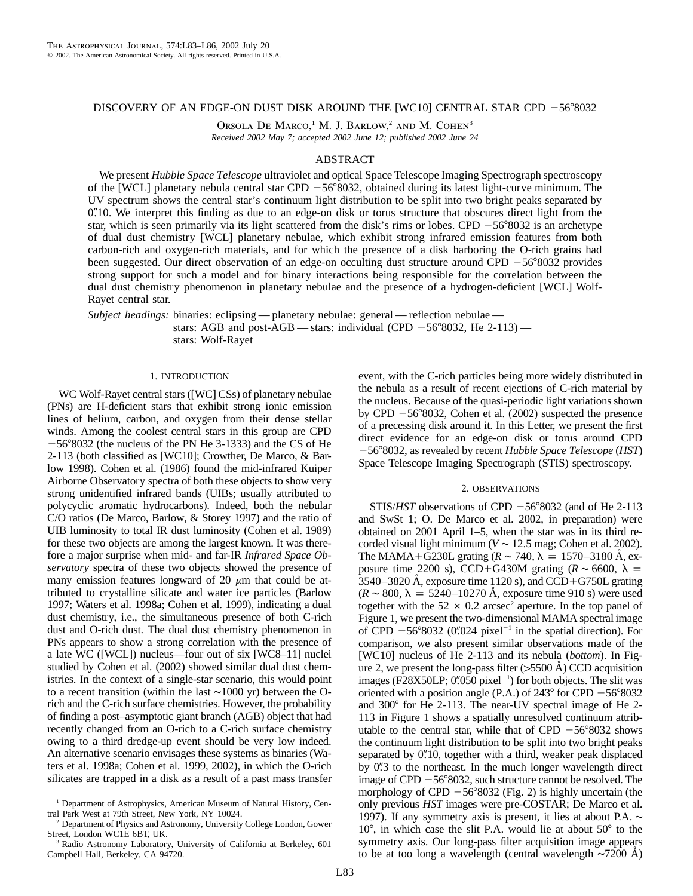# DISCOVERY OF AN EDGE-ON DUST DISK AROUND THE [WC10] CENTRAL STAR CPD −56°8032

Orsola De Marco,[1] M. J. Barlow,[2] and M. Cohen[3]

*Received 2002 May 7; accepted 2002 June 12; published 2002 June 24*

## ABSTRACT

We present *Hubble Space Telescope* ultraviolet and optical Space Telescope Imaging Spectrograph spectroscopy of the [WCL] planetary nebula central star CPD −56°8032, obtained during its latest light-curve minimum. The UV spectrum shows the central star's continuum light distribution to be split into two bright peaks separated by 0″.10. We interpret this finding as due to an edge-on disk or torus structure that obscures direct light from the star, which is seen primarily via its light scattered from the disk's rims or lobes. CPD −56°8032 is an archetype of dual dust chemistry [WCL] planetary nebulae, which exhibit strong infrared emission features from both carbon-rich and oxygen-rich materials, and for which the presence of a disk harboring the O-rich grains had been suggested. Our direct observation of an edge-on occulting dust structure around CPD −56°8032 provides strong support for such a model and for binary interactions being responsible for the correlation between the dual dust chemistry phenomenon in planetary nebulae and the presence of a hydrogen-deficient [WCL] Wolf-Rayet central star.

*Subject headings:* binaries: eclipsing — planetary nebulae: general — reflection nebulae — stars: AGB and post-AGB — stars: individual (CPD −56°8032, He 2-113) — stars: Wolf-Rayet

## 1. INTRODUCTION

WC Wolf-Rayet central stars ([WC] CSs) of planetary nebulae (PNs) are H-deficient stars that exhibit strong ionic emission lines of helium, carbon, and oxygen from their dense stellar winds. Among the coolest central stars in this group are CPD −56°8032 (the nucleus of the PN He 3-1333) and the CS of He 2-113 (both classified as [WC10]; Crowther, De Marco, & Barlow 1998). Cohen et al. (1986) found the mid-infrared Kuiper Airborne Observatory spectra of both these objects to show very strong unidentified infrared bands (UIBs; usually attributed to polycyclic aromatic hydrocarbons). Indeed, both the nebular C/O ratios (De Marco, Barlow, & Storey 1997) and the ratio of UIB luminosity to total IR dust luminosity (Cohen et al. 1989) for these two objects are among the largest known. It was therefore a major surprise when mid- and far-IR *Infrared Space Observatory* spectra of these two objects showed the presence of many emission features longward of 20 $\mu$m that could be attributed to crystalline silicate and water ice particles (Barlow 1997; Waters et al. 1998a; Cohen et al. 1999), indicating a dual dust chemistry, i.e., the simultaneous presence of both C-rich dust and O-rich dust. The dual dust chemistry phenomenon in PNs appears to show a strong correlation with the presence of a late WC ([WCL]) nucleus—four out of six [WC8–11] nuclei studied by Cohen et al. (2002) showed similar dual dust chemistries. In the context of a single-star scenario, this would point to a recent transition (within the last ∼1000 yr) between the O-rich and the C-rich surface chemistries. However, the probability of finding a post–asymptotic giant branch (AGB) object that had recently changed from an O-rich to a C-rich surface chemistry owing to a third dredge-up event should be very low indeed. An alternative scenario envisages these systems as binaries (Waters et al. 1998a; Cohen et al. 1999, 2002), in which the O-rich silicates are trapped in a disk as a result of a past mass transfer event, with the C-rich particles being more widely distributed in the nebula as a result of recent ejections of C-rich material by the nucleus. Because of the quasi-periodic light variations shown by CPD −56°8032, Cohen et al. (2002) suspected the presence of a precessing disk around it. In this Letter, we present the first direct evidence for an edge-on disk or torus around CPD −56°8032, as revealed by recent *Hubble Space Telescope* (*HST*) Space Telescope Imaging Spectrograph (STIS) spectroscopy.

## 2. OBSERVATIONS

STIS/*HST* observations of CPD −56°8032 (and of He 2-113 and SwSt 1; O. De Marco et al. 2002, in preparation) were obtained on 2001 April 1–5, when the star was in its third recorded visual light minimum ($V \sim 12.5$ mag; Cohen et al. 2002). The MAMA+G230L grating ($R \sim 740$, $\lambda = 1570$–3180 Å, exposure time 2200 s), CCD+G430M grating ($R \sim 6600$, $\lambda = 3540$–3820 Å, exposure time 1120 s), and CCD+G750L grating ($R \sim 800$, $\lambda = 5240$–10270 Å, exposure time 910 s) were used together with the $52 \times 0.2$ arcsec$^2$ aperture. In the top panel of Figure 1, we present the two-dimensional MAMA spectral image of CPD −56°8032 (0″.024 pixel$^{-1}$ in the spatial direction). For comparison, we also present similar observations made of the [WC10] nucleus of He 2-113 and its nebula (*bottom*). In Figure 2, we present the long-pass filter (>5500 Å) CCD acquisition images (F28X50LP; 0″.050 pixel$^{-1}$) for both objects. The slit was oriented with a position angle (P.A.) of 243° for CPD −56°8032 and 300° for He 2-113. The near-UV spectral image of He 2-113 in Figure 1 shows a spatially unresolved continuum attributable to the central star, while that of CPD −56°8032 shows the continuum light distribution to be split into two bright peaks separated by 0″.10, together with a third, weaker peak displaced by 0″.3 to the northeast. In the much longer wavelength direct image of CPD −56°8032, such structure cannot be resolved. The morphology of CPD −56°8032 (Fig. 2) is highly uncertain (the only previous *HST* images were pre-COSTAR; De Marco et al. 1997). If any symmetry axis is present, it lies at about P.A. ∼ 10°, in which case the slit P.A. would lie at about 50° to the symmetry axis. Our long-pass filter acquisition image appears to be at too long a wavelength (central wavelength ∼7200 Å)

[1] Department of Astrophysics, American Museum of Natural History, Central Park West at 79th Street, New York, NY 10024.

[2] Department of Physics and Astronomy, University College London, Gower Street, London WC1E 6BT, UK.

[3] Radio Astronomy Laboratory, University of California at Berkeley, 601 Campbell Hall, Berkeley, CA 94720.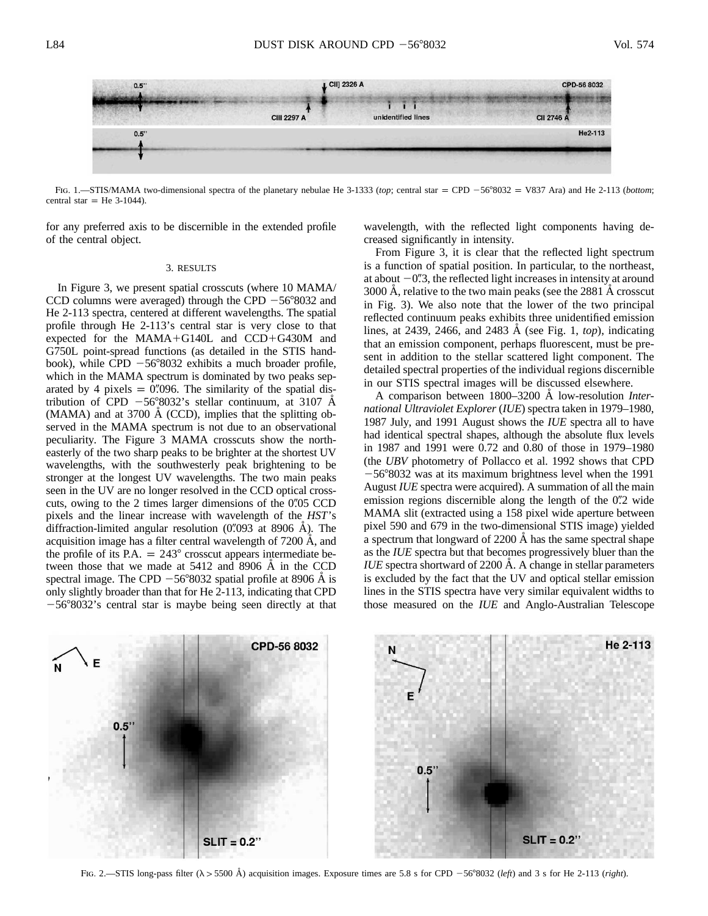FIG. 1.—STIS/MAMA two-dimensional spectra of the planetary nebulae He 3-1333 (*top*; central star = CPD −56°8032 = V837 Ara) and He 2-113 (*bottom*; central star = He 3-1044).

for any preferred axis to be discernible in the extended profile of the central object.

## 3. RESULTS

In Figure 3, we present spatial crosscuts (where 10 MAMA/CCD columns were averaged) through the CPD −56°8032 and He 2-113 spectra, centered at different wavelengths. The spatial profile through He 2-113's central star is very close to that expected for the MAMA+G140L and CCD+G430M and G750L point-spread functions (as detailed in the STIS handbook), while CPD −56°8032 exhibits a much broader profile, which in the MAMA spectrum is dominated by two peaks separated by 4 pixels = 0".096. The similarity of the spatial distribution of CPD −56°8032's stellar continuum, at 3107 Å (MAMA) and at 3700 Å (CCD), implies that the splitting observed in the MAMA spectrum is not due to an observational peculiarity. The Figure 3 MAMA crosscuts show the northeasterly of the two sharp peaks to be brighter at the shortest UV wavelengths, with the southwesterly peak brightening to be stronger at the longest UV wavelengths. The two main peaks seen in the UV are no longer resolved in the CCD optical crosscuts, owing to the 2 times larger dimensions of the 0".05 CCD pixels and the linear increase with wavelength of the *HST*'s diffraction-limited angular resolution (0".093 at 8906 Å). The acquisition image has a filter central wavelength of 7200 Å, and the profile of its P.A. = 243° crosscut appears intermediate between those that we made at 5412 and 8906 Å in the CCD spectral image. The CPD −56°8032 spatial profile at 8906 Å is only slightly broader than that for He 2-113, indicating that CPD −56°8032's central star is maybe being seen directly at that wavelength, with the reflected light components having decreased significantly in intensity.

From Figure 3, it is clear that the reflected light spectrum is a function of spatial position. In particular, to the northeast, at about −0".3, the reflected light increases in intensity at around 3000 Å, relative to the two main peaks (see the 2881 Å crosscut in Fig. 3). We also note that the lower of the two principal reflected continuum peaks exhibits three unidentified emission lines, at 2439, 2466, and 2483 Å (see Fig. 1, *top*), indicating that an emission component, perhaps fluorescent, must be present in addition to the stellar scattered light component. The detailed spectral properties of the individual regions discernible in our STIS spectral images will be discussed elsewhere.

A comparison between 1800–3200 Å low-resolution *International Ultraviolet Explorer* (*IUE*) spectra taken in 1979–1980, 1987 July, and 1991 August shows the *IUE* spectra all to have had identical spectral shapes, although the absolute flux levels in 1987 and 1991 were 0.72 and 0.80 of those in 1979–1980 (the *UBV* photometry of Pollacco et al. 1992 shows that CPD −56°8032 was at its maximum brightness level when the 1991 August *IUE* spectra were acquired). A summation of all the main emission regions discernible along the length of the 0".2 wide MAMA slit (extracted using a 158 pixel wide aperture between pixel 590 and 679 in the two-dimensional STIS image) yielded a spectrum that longward of 2200 Å has the same spectral shape as the *IUE* spectra but that becomes progressively bluer than the *IUE* spectra shortward of 2200 Å. A change in stellar parameters is excluded by the fact that the UV and optical stellar emission lines in the STIS spectra have very similar equivalent widths to those measured on the *IUE* and Anglo-Australian Telescope

FIG. 2.—STIS long-pass filter (λ > 5500 Å) acquisition images. Exposure times are 5.8 s for CPD −56°8032 (*left*) and 3 s for He 2-113 (*right*).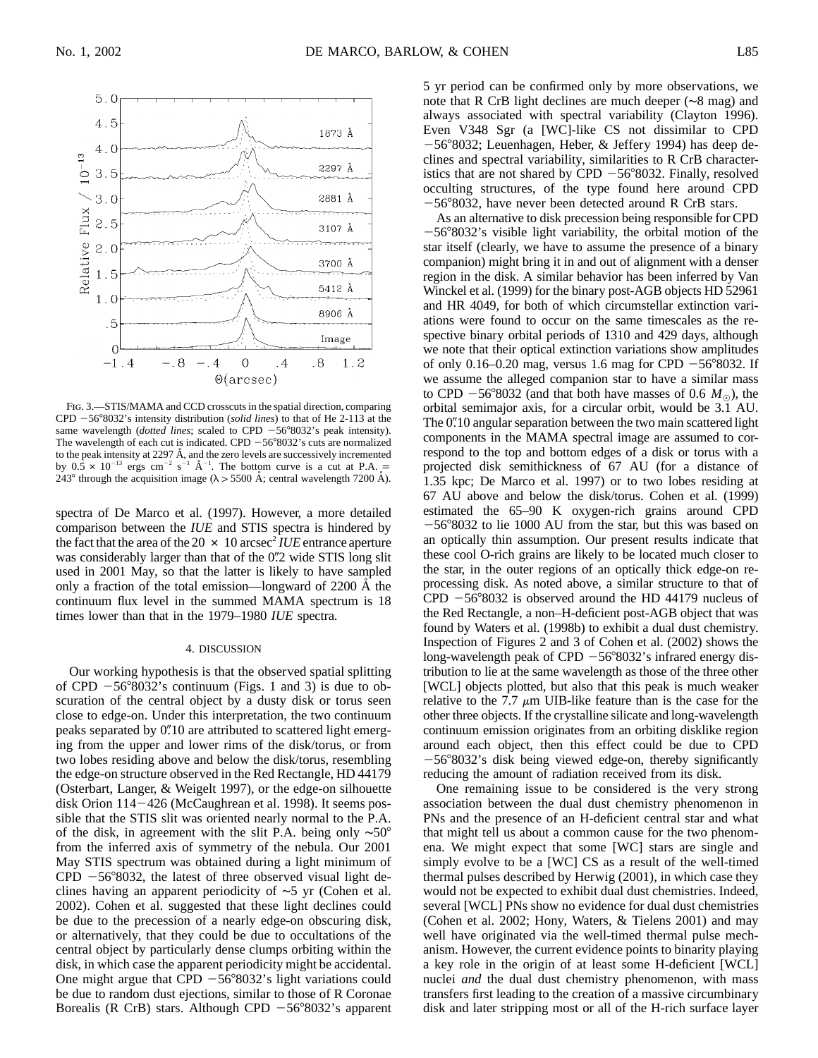Fig. 3.—STIS/MAMA and CCD crosscuts in the spatial direction, comparing CPD −56°8032's intensity distribution (*solid lines*) to that of He 2-113 at the same wavelength (*dotted lines*; scaled to CPD −56°8032's peak intensity). The wavelength of each cut is indicated. CPD −56°8032's cuts are normalized to the peak intensity at 2297 Å, and the zero levels are successively incremented by $0.5 \times 10^{-13}$ ergs $cm^{-2}$ $s^{-1}$ $Å^{-1}$. The bottom curve is a cut at P.A. = 243° through the acquisition image (λ > 5500 Å; central wavelength 7200 Å).

spectra of De Marco et al. (1997). However, a more detailed comparison between the *IUE* and STIS spectra is hindered by the fact that the area of the 20 × 10 $arcsec^2$ *IUE* entrance aperture was considerably larger than that of the 0ʺ.2 wide STIS long slit used in 2001 May, so that the latter is likely to have sampled only a fraction of the total emission—longward of 2200 Å the continuum flux level in the summed MAMA spectrum is 18 times lower than that in the 1979–1980 *IUE* spectra.

## 4. DISCUSSION

Our working hypothesis is that the observed spatial splitting of CPD −56°8032's continuum (Figs. 1 and 3) is due to obscuration of the central object by a dusty disk or torus seen close to edge-on. Under this interpretation, the two continuum peaks separated by 0ʺ.10 are attributed to scattered light emerging from the upper and lower rims of the disk/torus, or from two lobes residing above and below the disk/torus, resembling the edge-on structure observed in the Red Rectangle, HD 44179 (Osterbart, Langer, & Weigelt 1997), or the edge-on silhouette disk Orion 114−426 (McCaughrean et al. 1998). It seems possible that the STIS slit was oriented nearly normal to the P.A. of the disk, in agreement with the slit P.A. being only ∼50° from the inferred axis of symmetry of the nebula. Our 2001 May STIS spectrum was obtained during a light minimum of CPD −56°8032, the latest of three observed visual light declines having an apparent periodicity of ∼5 yr (Cohen et al. 2002). Cohen et al. suggested that these light declines could be due to the precession of a nearly edge-on obscuring disk, or alternatively, that they could be due to occultations of the central object by particularly dense clumps orbiting within the disk, in which case the apparent periodicity might be accidental. One might argue that CPD −56°8032's light variations could be due to random dust ejections, similar to those of R Coronae Borealis (R CrB) stars. Although CPD −56°8032's apparent 5 yr period can be confirmed only by more observations, we note that R CrB light declines are much deeper (∼8 mag) and always associated with spectral variability (Clayton 1996). Even V348 Sgr (a [WC]-like CS not dissimilar to CPD −56°8032; Leuenhagen, Heber, & Jeffery 1994) has deep declines and spectral variability, similarities to R CrB characteristics that are not shared by CPD −56°8032. Finally, resolved occulting structures, of the type found here around CPD −56°8032, have never been detected around R CrB stars.

As an alternative to disk precession being responsible for CPD −56°8032's visible light variability, the orbital motion of the star itself (clearly, we have to assume the presence of a binary companion) might bring it in and out of alignment with a denser region in the disk. A similar behavior has been inferred by Van Winckel et al. (1999) for the binary post-AGB objects HD 52961 and HR 4049, for both of which circumstellar extinction variations were found to occur on the same timescales as the respective binary orbital periods of 1310 and 429 days, although we note that their optical extinction variations show amplitudes of only 0.16–0.20 mag, versus 1.6 mag for CPD −56°8032. If we assume the alleged companion star to have a similar mass to CPD −56°8032 (and that both have masses of 0.6 $M_{\odot}$), the orbital semimajor axis, for a circular orbit, would be 3.1 AU. The 0ʺ.10 angular separation between the two main scattered light components in the MAMA spectral image are assumed to correspond to the top and bottom edges of a disk or torus with a projected disk semithickness of 67 AU (for a distance of 1.35 kpc; De Marco et al. 1997) or to two lobes residing at 67 AU above and below the disk/torus. Cohen et al. (1999) estimated the 65–90 K oxygen-rich grains around CPD −56°8032 to lie 1000 AU from the star, but this was based on an optically thin assumption. Our present results indicate that these cool O-rich grains are likely to be located much closer to the star, in the outer regions of an optically thick edge-on reprocessing disk. As noted above, a similar structure to that of CPD −56°8032 is observed around the HD 44179 nucleus of the Red Rectangle, a non–H-deficient post-AGB object that was found by Waters et al. (1998b) to exhibit a dual dust chemistry. Inspection of Figures 2 and 3 of Cohen et al. (2002) shows the long-wavelength peak of CPD −56°8032's infrared energy distribution to lie at the same wavelength as those of the three other [WCL] objects plotted, but also that this peak is much weaker relative to the 7.7 μm UIB-like feature than is the case for the other three objects. If the crystalline silicate and long-wavelength continuum emission originates from an orbiting disklike region around each object, then this effect could be due to CPD −56°8032's disk being viewed edge-on, thereby significantly reducing the amount of radiation received from its disk.

One remaining issue to be considered is the very strong association between the dual dust chemistry phenomenon in PNs and the presence of an H-deficient central star and what that might tell us about a common cause for the two phenomena. We might expect that some [WC] stars are single and simply evolve to be a [WC] CS as a result of the well-timed thermal pulses described by Herwig (2001), in which case they would not be expected to exhibit dual dust chemistries. Indeed, several [WCL] PNs show no evidence for dual dust chemistries (Cohen et al. 2002; Hony, Waters, & Tielens 2001) and may well have originated via the well-timed thermal pulse mechanism. However, the current evidence points to binarity playing a key role in the origin of at least some H-deficient [WCL] nuclei *and* the dual dust chemistry phenomenon, with mass transfers first leading to the creation of a massive circumbinary disk and later stripping most or all of the H-rich surface layer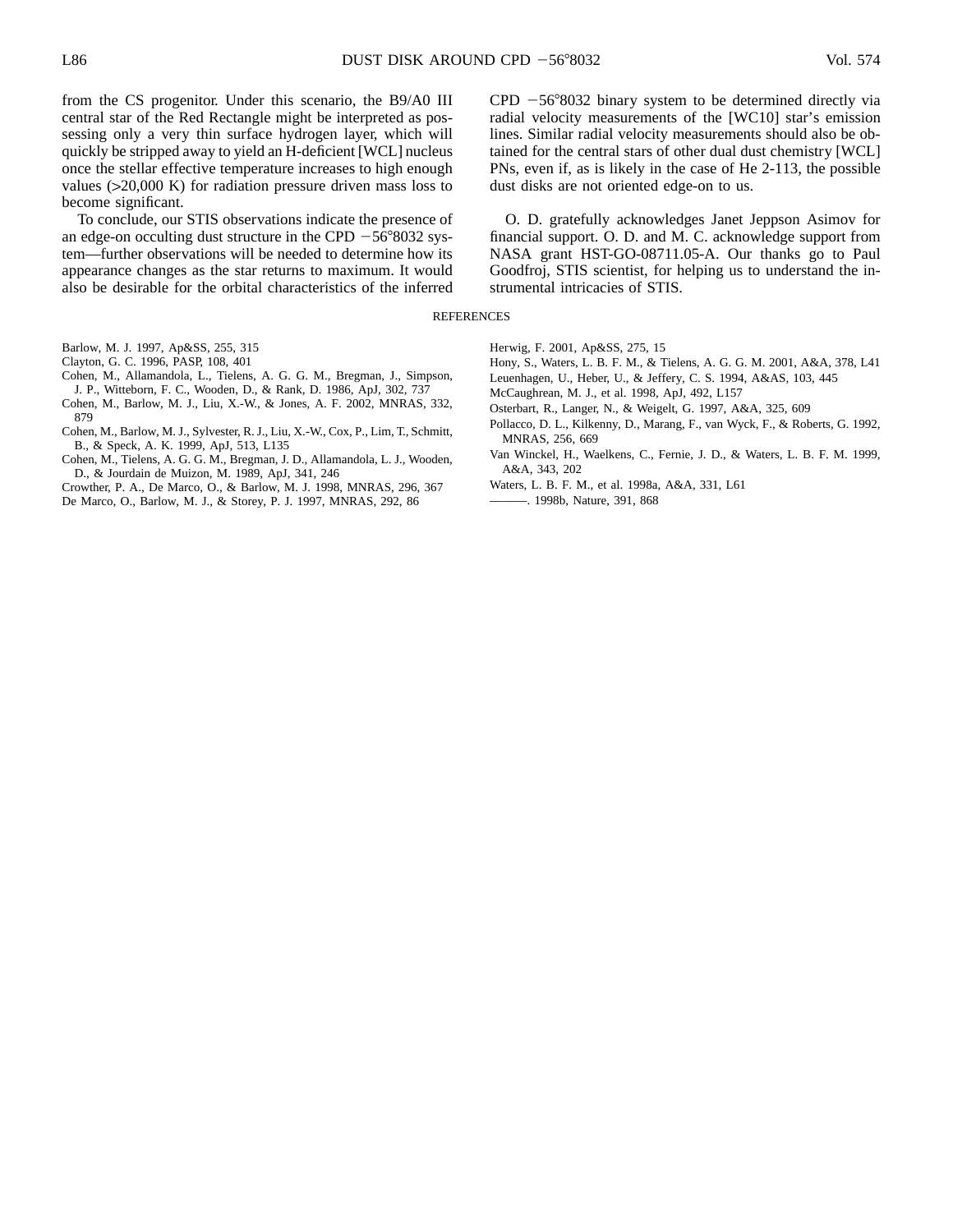from the CS progenitor. Under this scenario, the B9/A0 III central star of the Red Rectangle might be interpreted as possessing only a very thin surface hydrogen layer, which will quickly be stripped away to yield an H-deficient [WCL] nucleus once the stellar effective temperature increases to high enough values (>20,000 K) for radiation pressure driven mass loss to become significant.

To conclude, our STIS observations indicate the presence of an edge-on occulting dust structure in the CPD −56°8032 system—further observations will be needed to determine how its appearance changes as the star returns to maximum. It would also be desirable for the orbital characteristics of the inferred CPD −56°8032 binary system to be determined directly via radial velocity measurements of the [WC10] star's emission lines. Similar radial velocity measurements should also be obtained for the central stars of other dual dust chemistry [WCL] PNs, even if, as is likely in the case of He 2-113, the possible dust disks are not oriented edge-on to us.

O. D. gratefully acknowledges Janet Jeppson Asimov for financial support. O. D. and M. C. acknowledge support from NASA grant HST-GO-08711.05-A. Our thanks go to Paul Goodfroj, STIS scientist, for helping us to understand the instrumental intricacies of STIS.

## REFERENCES

Barlow, M. J. 1997, Ap&SS, 255, 315
Clayton, G. C. 1996, PASP, 108, 401
Cohen, M., Allamandola, L., Tielens, A. G. G. M., Bregman, J., Simpson, J. P., Witteborn, F. C., Wooden, D., & Rank, D. 1986, ApJ, 302, 737
Cohen, M., Barlow, M. J., Liu, X.-W., & Jones, A. F. 2002, MNRAS, 332, 879
Cohen, M., Barlow, M. J., Sylvester, R. J., Liu, X.-W., Cox, P., Lim, T., Schmitt, B., & Speck, A. K. 1999, ApJ, 513, L135
Cohen, M., Tielens, A. G. G. M., Bregman, J. D., Allamandola, L. J., Wooden, D., & Jourdain de Muizon, M. 1989, ApJ, 341, 246
Crowther, P. A., De Marco, O., & Barlow, M. J. 1998, MNRAS, 296, 367
De Marco, O., Barlow, M. J., & Storey, P. J. 1997, MNRAS, 292, 86
Herwig, F. 2001, Ap&SS, 275, 15
Hony, S., Waters, L. B. F. M., & Tielens, A. G. G. M. 2001, A&A, 378, L41
Leuenhagen, U., Heber, U., & Jeffery, C. S. 1994, A&AS, 103, 445
McCaughrean, M. J., et al. 1998, ApJ, 492, L157
Osterbart, R., Langer, N., & Weigelt, G. 1997, A&A, 325, 609
Pollacco, D. L., Kilkenny, D., Marang, F., van Wyck, F., & Roberts, G. 1992, MNRAS, 256, 669
Van Winckel, H., Waelkens, C., Fernie, J. D., & Waters, L. B. F. M. 1999, A&A, 343, 202
Waters, L. B. F. M., et al. 1998a, A&A, 331, L61
———. 1998b, Nature, 391, 868